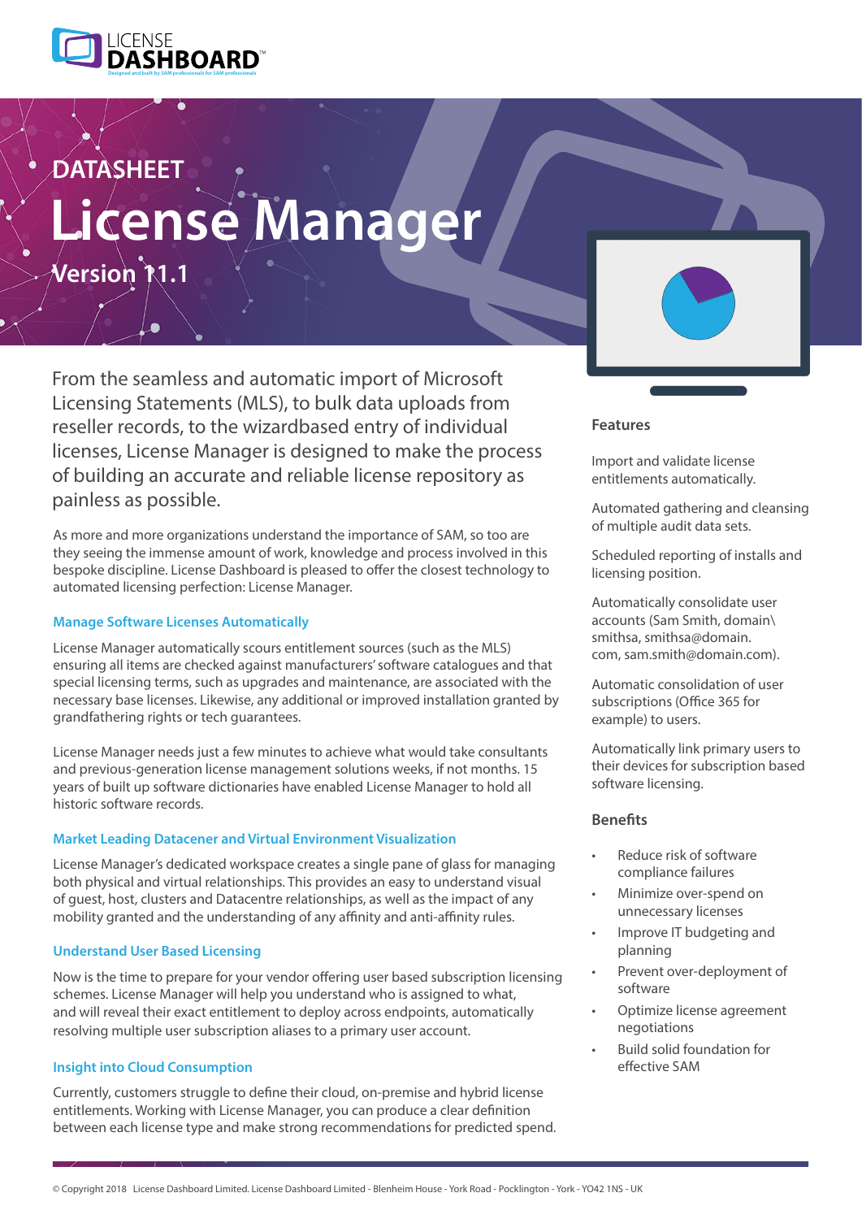DATASHEET

# License Manager

Version 11.1

From the seamless and automatic import of Microsoft Licensing Statements (MLS), to bulk data uploads from reseller records, to the wizardbased entry of individual licenses, License Manager is designed to make the process of building an accurate and reliable license repository as painless as possible.

As more and more organizations understand the importance of SAM, so too are they seeing the immense amount of work, knowledge and process involved in this bespoke discipline. License Dashboard is pleased to offer the closest technology to automated licensing perfection: License Manager.

## Manage Software Licenses Automatically

License Manager automatically scours entitlement sources (such as the MLS) ensuring all items are checked against manufacturers' software catalogues and that special licensing terms, such as upgrades and maintenance, are associated with the necessary base licenses. Likewise, any additional or improved installation granted by grandfathering rights or tech guarantees.

License Manager needs just a few minutes to achieve what would take consultants and previous-generation license management solutions weeks, if not months. 15 years of built up software dictionaries have enabled License Manager to hold all historic software records.

## Market Leading Datacener and Virtual Environment Visualization

License Manager's dedicated workspace creates a single pane of glass for managing both physical and virtual relationships. This provides an easy to understand visual of guest, host, clusters and Datacentre relationships, as well as the impact of any mobility granted and the understanding of any affinity and anti-affinity rules.

## Understand User Based Licensing

Now is the time to prepare for your vendor offering user based subscription licensing schemes. License Manager will help you understand who is assigned to what, and will reveal their exact entitlement to deploy across endpoints, automatically resolving multiple user subscription aliases to a primary user account.

## Insight into Cloud Consumption

Currently, customers struggle to define their cloud, on-premise and hybrid license entitlements. Working with License Manager, you can produce a clear definition between each license type and make strong recommendations for predicted spend.

## Features

Import and validate license entitlements automatically.

Automated gathering and cleansing of multiple audit data sets.

Scheduled reporting of installs and licensing position.

Automatically consolidate user accounts (Sam Smith, domain\smithsa, smithsa@domain.com, sam.smith@domain.com).

Automatic consolidation of user subscriptions (Office 365 for example) to users.

Automatically link primary users to their devices for subscription based software licensing.

## Benefits

- Reduce risk of software compliance failures
- Minimize over-spend on unnecessary licenses
- Improve IT budgeting and planning
- Prevent over-deployment of software
- Optimize license agreement negotiations
- Build solid foundation for effective SAM

© Copyright 2018 License Dashboard Limited. License Dashboard Limited - Blenheim House - York Road - Pocklington - York - YO42 1NS - UK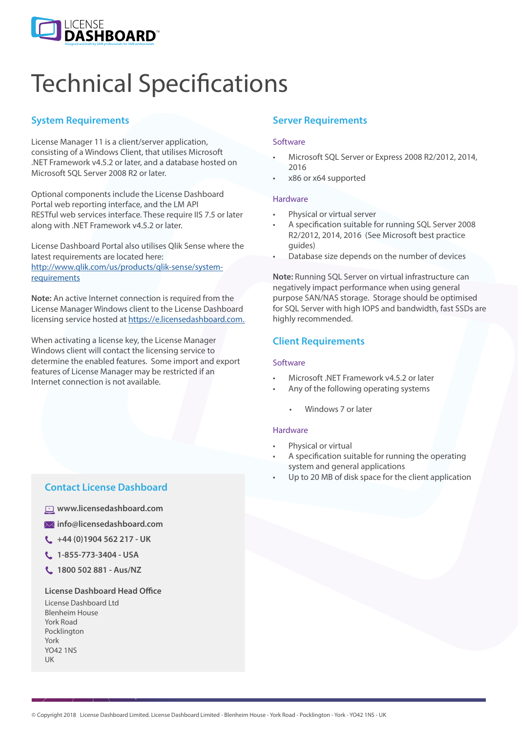# Technical Specifications

## System Requirements

License Manager 11 is a client/server application, consisting of a Windows Client, that utilises Microsoft .NET Framework v4.5.2 or later, and a database hosted on Microsoft SQL Server 2008 R2 or later.

Optional components include the License Dashboard Portal web reporting interface, and the LM API RESTful web services interface. These require IIS 7.5 or later along with .NET Framework v4.5.2 or later.

License Dashboard Portal also utilises Qlik Sense where the latest requirements are located here: [http://www.qlik.com/us/products/qlik-sense/system-requirements](http://www.qlik.com/us/products/qlik-sense/system-requirements)

**Note:** An active Internet connection is required from the License Manager Windows client to the License Dashboard licensing service hosted at [https://e.licensedashboard.com.](https://e.licensedashboard.com)

When activating a license key, the License Manager Windows client will contact the licensing service to determine the enabled features. Some import and export features of License Manager may be restricted if an Internet connection is not available.

## Server Requirements

### Software

- Microsoft SQL Server or Express 2008 R2/2012, 2014, 2016
- x86 or x64 supported

### Hardware

- Physical or virtual server
- A specification suitable for running SQL Server 2008 R2/2012, 2014, 2016 (See Microsoft best practice guides)
- Database size depends on the number of devices

**Note:** Running SQL Server on virtual infrastructure can negatively impact performance when using general purpose SAN/NAS storage. Storage should be optimised for SQL Server with high IOPS and bandwidth, fast SSDs are highly recommended.

## Client Requirements

### Software

- Microsoft .NET Framework v4.5.2 or later
- Any of the following operating systems
  - Windows 7 or later

### Hardware

- Physical or virtual
- A specification suitable for running the operating system and general applications
- Up to 20 MB of disk space for the client application

## Contact License Dashboard

**www.licensedashboard.com**

**info@licensedashboard.com**

**+44 (0)1904 562 217 - UK**

**1-855-773-3404 - USA**

**1800 502 881 - Aus/NZ**

**License Dashboard Head Office**

License Dashboard Ltd
Blenheim House
York Road
Pocklington
York
YO42 1NS
UK

© Copyright 2018 License Dashboard Limited. License Dashboard Limited - Blenheim House - York Road - Pocklington - York - YO42 1NS - UK